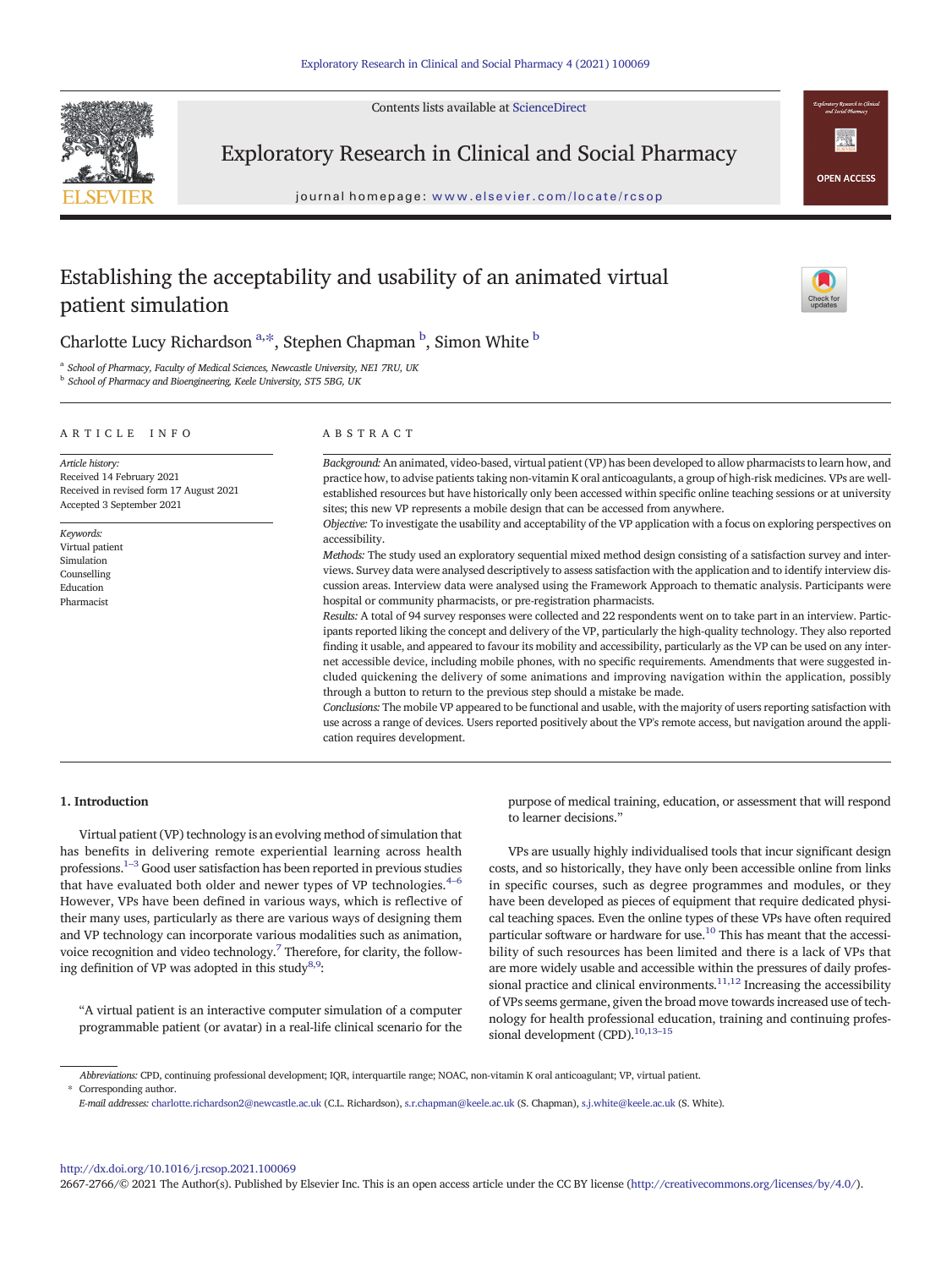# Establishing the acceptability and usability of an animated virtual patient simulation

Charlotte Lucy Richardson [a,*], Stephen Chapman [b], Simon White [b]

[a] School of Pharmacy, Faculty of Medical Sciences, Newcastle University, NE1 7RU, UK
[b] School of Pharmacy and Bioengineering, Keele University, ST5 5BG, UK

## ARTICLE INFO

*Article history:*
Received 14 February 2021
Received in revised form 17 August 2021
Accepted 3 September 2021

*Keywords:*
Virtual patient
Simulation
Counselling
Education
Pharmacist

## ABSTRACT

*Background:* An animated, video-based, virtual patient (VP) has been developed to allow pharmacists to learn how, and practice how, to advise patients taking non-vitamin K oral anticoagulants, a group of high-risk medicines. VPs are well-established resources but have historically only been accessed within specific online teaching sessions or at university sites; this new VP represents a mobile design that can be accessed from anywhere.

*Objective:* To investigate the usability and acceptability of the VP application with a focus on exploring perspectives on accessibility.

*Methods:* The study used an exploratory sequential mixed method design consisting of a satisfaction survey and interviews. Survey data were analysed descriptively to assess satisfaction with the application and to identify interview discussion areas. Interview data were analysed using the Framework Approach to thematic analysis. Participants were hospital or community pharmacists, or pre-registration pharmacists.

*Results:* A total of 94 survey responses were collected and 22 respondents went on to take part in an interview. Participants reported liking the concept and delivery of the VP, particularly the high-quality technology. They also reported finding it usable, and appeared to favour its mobility and accessibility, particularly as the VP can be used on any internet accessible device, including mobile phones, with no specific requirements. Amendments that were suggested included quickening the delivery of some animations and improving navigation within the application, possibly through a button to return to the previous step should a mistake be made.

*Conclusions:* The mobile VP appeared to be functional and usable, with the majority of users reporting satisfaction with use across a range of devices. Users reported positively about the VP's remote access, but navigation around the application requires development.

## 1. Introduction

Virtual patient (VP) technology is an evolving method of simulation that has benefits in delivering remote experiential learning across health professions.[1–3] Good user satisfaction has been reported in previous studies that have evaluated both older and newer types of VP technologies.[4–6] However, VPs have been defined in various ways, which is reflective of their many uses, particularly as there are various ways of designing them and VP technology can incorporate various modalities such as animation, voice recognition and video technology.[7] Therefore, for clarity, the following definition of VP was adopted in this study[8,9]:

> "A virtual patient is an interactive computer simulation of a computer programmable patient (or avatar) in a real-life clinical scenario for the purpose of medical training, education, or assessment that will respond to learner decisions."

VPs are usually highly individualised tools that incur significant design costs, and so historically, they have only been accessible online from links in specific courses, such as degree programmes and modules, or they have been developed as pieces of equipment that require dedicated physical teaching spaces. Even the online types of these VPs have often required particular software or hardware for use.[10] This has meant that the accessibility of such resources has been limited and there is a lack of VPs that are more widely usable and accessible within the pressures of daily professional practice and clinical environments.[11,12] Increasing the accessibility of VPs seems germane, given the broad move towards increased use of technology for health professional education, training and continuing professional development (CPD).[10,13–15]

*Abbreviations:* CPD, continuing professional development; IQR, interquartile range; NOAC, non-vitamin K oral anticoagulant; VP, virtual patient.
\* Corresponding author.
*E-mail addresses:* charlotte.richardson2@newcastle.ac.uk (C.L. Richardson), s.r.chapman@keele.ac.uk (S. Chapman), s.j.white@keele.ac.uk (S. White).

http://dx.doi.org/10.1016/j.rcsop.2021.100069
2667-2766/© 2021 The Author(s). Published by Elsevier Inc. This is an open access article under the CC BY license (http://creativecommons.org/licenses/by/4.0/).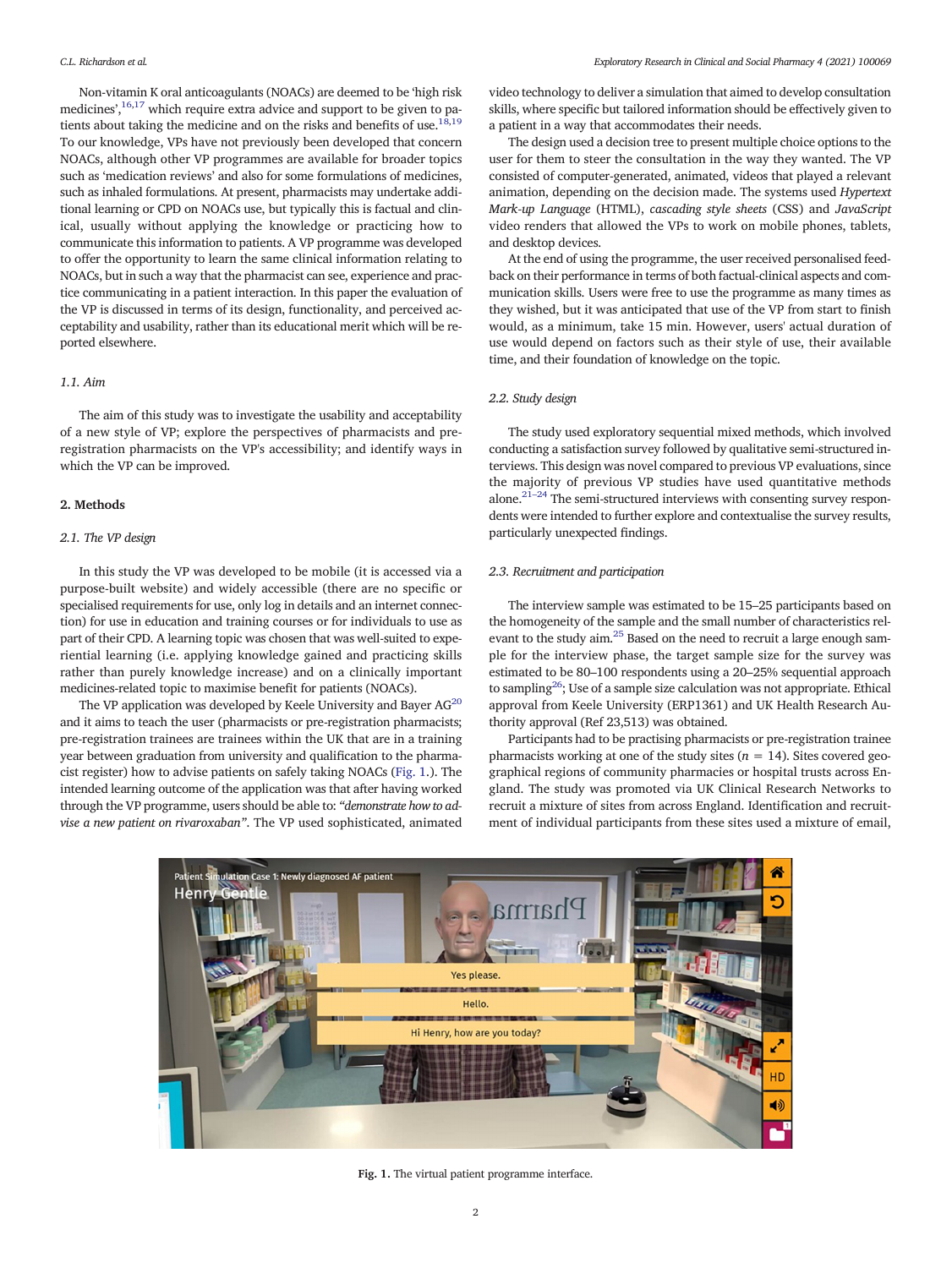Non-vitamin K oral anticoagulants (NOACs) are deemed to be 'high risk medicines',[16,17] which require extra advice and support to be given to patients about taking the medicine and on the risks and benefits of use.[18,19] To our knowledge, VPs have not previously been developed that concern NOACs, although other VP programmes are available for broader topics such as 'medication reviews' and also for some formulations of medicines, such as inhaled formulations. At present, pharmacists may undertake additional learning or CPD on NOACs use, but typically this is factual and clinical, usually without applying the knowledge or practicing how to communicate this information to patients. A VP programme was developed to offer the opportunity to learn the same clinical information relating to NOACs, but in such a way that the pharmacist can see, experience and practice communicating in a patient interaction. In this paper the evaluation of the VP is discussed in terms of its design, functionality, and perceived acceptability and usability, rather than its educational merit which will be reported elsewhere.

### 1.1. Aim

The aim of this study was to investigate the usability and acceptability of a new style of VP; explore the perspectives of pharmacists and pre-registration pharmacists on the VP's accessibility; and identify ways in which the VP can be improved.

## 2. Methods

### 2.1. The VP design

In this study the VP was developed to be mobile (it is accessed via a purpose-built website) and widely accessible (there are no specific or specialised requirements for use, only log in details and an internet connection) for use in education and training courses or for individuals to use as part of their CPD. A learning topic was chosen that was well-suited to experiential learning (i.e. applying knowledge gained and practicing skills rather than purely knowledge increase) and on a clinically important medicines-related topic to maximise benefit for patients (NOACs).

The VP application was developed by Keele University and Bayer AG[20] and it aims to teach the user (pharmacists or pre-registration pharmacists; pre-registration trainees are trainees within the UK that are in a training year between graduation from university and qualification to the pharmacist register) how to advise patients on safely taking NOACs (Fig. 1.). The intended learning outcome of the application was that after having worked through the VP programme, users should be able to: *"demonstrate how to advise a new patient on rivaroxaban"*. The VP used sophisticated, animated video technology to deliver a simulation that aimed to develop consultation skills, where specific but tailored information should be effectively given to a patient in a way that accommodates their needs.

The design used a decision tree to present multiple choice options to the user for them to steer the consultation in the way they wanted. The VP consisted of computer-generated, animated, videos that played a relevant animation, depending on the decision made. The systems used *Hypertext Mark-up Language* (HTML), *cascading style sheets* (CSS) and *JavaScript* video renders that allowed the VPs to work on mobile phones, tablets, and desktop devices.

At the end of using the programme, the user received personalised feedback on their performance in terms of both factual-clinical aspects and communication skills. Users were free to use the programme as many times as they wished, but it was anticipated that use of the VP from start to finish would, as a minimum, take 15 min. However, users' actual duration of use would depend on factors such as their style of use, their available time, and their foundation of knowledge on the topic.

### 2.2. Study design

The study used exploratory sequential mixed methods, which involved conducting a satisfaction survey followed by qualitative semi-structured interviews. This design was novel compared to previous VP evaluations, since the majority of previous VP studies have used quantitative methods alone.[21–24] The semi-structured interviews with consenting survey respondents were intended to further explore and contextualise the survey results, particularly unexpected findings.

### 2.3. Recruitment and participation

The interview sample was estimated to be 15–25 participants based on the homogeneity of the sample and the small number of characteristics relevant to the study aim.[25] Based on the need to recruit a large enough sample for the interview phase, the target sample size for the survey was estimated to be 80–100 respondents using a 20–25% sequential approach to sampling[26]; Use of a sample size calculation was not appropriate. Ethical approval from Keele University (ERP1361) and UK Health Research Authority approval (Ref 23,513) was obtained.

Participants had to be practising pharmacists or pre-registration trainee pharmacists working at one of the study sites ($n$ = 14). Sites covered geographical regions of community pharmacies or hospital trusts across England. The study was promoted via UK Clinical Research Networks to recruit a mixture of sites from across England. Identification and recruitment of individual participants from these sites used a mixture of email,

Fig. 1. The virtual patient programme interface.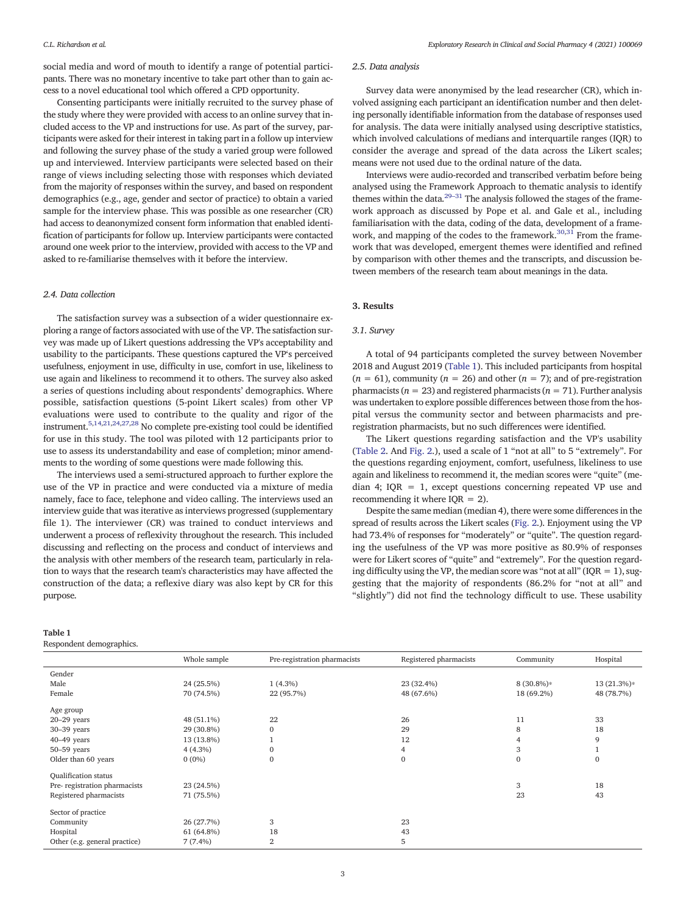social media and word of mouth to identify a range of potential participants. There was no monetary incentive to take part other than to gain access to a novel educational tool which offered a CPD opportunity.

Consenting participants were initially recruited to the survey phase of the study where they were provided with access to an online survey that included access to the VP and instructions for use. As part of the survey, participants were asked for their interest in taking part in a follow up interview and following the survey phase of the study a varied group were followed up and interviewed. Interview participants were selected based on their range of views including selecting those with responses which deviated from the majority of responses within the survey, and based on respondent demographics (e.g., age, gender and sector of practice) to obtain a varied sample for the interview phase. This was possible as one researcher (CR) had access to deanonymized consent form information that enabled identification of participants for follow up. Interview participants were contacted around one week prior to the interview, provided with access to the VP and asked to re-familiarise themselves with it before the interview.

### 2.4. Data collection

The satisfaction survey was a subsection of a wider questionnaire exploring a range of factors associated with use of the VP. The satisfaction survey was made up of Likert questions addressing the VP's acceptability and usability to the participants. These questions captured the VP's perceived usefulness, enjoyment in use, difficulty in use, comfort in use, likeliness to use again and likeliness to recommend it to others. The survey also asked a series of questions including about respondents' demographics. Where possible, satisfaction questions (5-point Likert scales) from other VP evaluations were used to contribute to the quality and rigor of the instrument.[5,14,21,24,27,28] No complete pre-existing tool could be identified for use in this study. The tool was piloted with 12 participants prior to use to assess its understandability and ease of completion; minor amendments to the wording of some questions were made following this.

The interviews used a semi-structured approach to further explore the use of the VP in practice and were conducted via a mixture of media namely, face to face, telephone and video calling. The interviews used an interview guide that was iterative as interviews progressed (supplementary file 1). The interviewer (CR) was trained to conduct interviews and underwent a process of reflexivity throughout the research. This included discussing and reflecting on the process and conduct of interviews and the analysis with other members of the research team, particularly in relation to ways that the research team's characteristics may have affected the construction of the data; a reflexive diary was also kept by CR for this purpose.

### 2.5. Data analysis

Survey data were anonymised by the lead researcher (CR), which involved assigning each participant an identification number and then deleting personally identifiable information from the database of responses used for analysis. The data were initially analysed using descriptive statistics, which involved calculations of medians and interquartile ranges (IQR) to consider the average and spread of the data across the Likert scales; means were not used due to the ordinal nature of the data.

Interviews were audio-recorded and transcribed verbatim before being analysed using the Framework Approach to thematic analysis to identify themes within the data.[29–31] The analysis followed the stages of the framework approach as discussed by Pope et al. and Gale et al., including familiarisation with the data, coding of the data, development of a framework, and mapping of the codes to the framework.[30,31] From the framework that was developed, emergent themes were identified and refined by comparison with other themes and the transcripts, and discussion between members of the research team about meanings in the data.

## 3. Results

### 3.1. Survey

A total of 94 participants completed the survey between November 2018 and August 2019 (Table 1). This included participants from hospital ($n = 61$), community ($n = 26$) and other ($n = 7$); and of pre-registration pharmacists ($n = 23$) and registered pharmacists ($n = 71$). Further analysis was undertaken to explore possible differences between those from the hospital versus the community sector and between pharmacists and pre-registration pharmacists, but no such differences were identified.

The Likert questions regarding satisfaction and the VP's usability (Table 2. And Fig. 2.), used a scale of 1 "not at all" to 5 "extremely". For the questions regarding enjoyment, comfort, usefulness, likeliness to use again and likeliness to recommend it, the median scores were "quite" (median 4; IQR = 1, except questions concerning repeated VP use and recommending it where IQR = 2).

Despite the same median (median 4), there were some differences in the spread of results across the Likert scales (Fig. 2.). Enjoyment using the VP had 73.4% of responses for "moderately" or "quite". The question regarding the usefulness of the VP was more positive as 80.9% of responses were for Likert scores of "quite" and "extremely". For the question regarding difficulty using the VP, the median score was "not at all" (IQR = 1), suggesting that the majority of respondents (86.2% for "not at all" and "slightly") did not find the technology difficult to use. These usability

**Table 1**
Respondent demographics.

| | Whole sample | Pre-registration pharmacists | Registered pharmacists | Community | Hospital |
|---|---|---|---|---|---|
| Gender | | | | | |
| Male | 24 (25.5%) | 1 (4.3%) | 23 (32.4%) | 8 (30.8%)* | 13 (21.3%)* |
| Female | 70 (74.5%) | 22 (95.7%) | 48 (67.6%) | 18 (69.2%) | 48 (78.7%) |
| Age group | | | | | |
| 20–29 years | 48 (51.1%) | 22 | 26 | 11 | 33 |
| 30–39 years | 29 (30.8%) | 0 | 29 | 8 | 18 |
| 40–49 years | 13 (13.8%) | 1 | 12 | 4 | 9 |
| 50–59 years | 4 (4.3%) | 0 | 4 | 3 | 1 |
| Older than 60 years | 0 (0%) | 0 | 0 | 0 | 0 |
| Qualification status | | | | | |
| Pre- registration pharmacists | 23 (24.5%) | | | 3 | 18 |
| Registered pharmacists | 71 (75.5%) | | | 23 | 43 |
| Sector of practice | | | | | |
| Community | 26 (27.7%) | 3 | 23 | | |
| Hospital | 61 (64.8%) | 18 | 43 | | |
| Other (e.g. general practice) | 7 (7.4%) | 2 | 5 | | |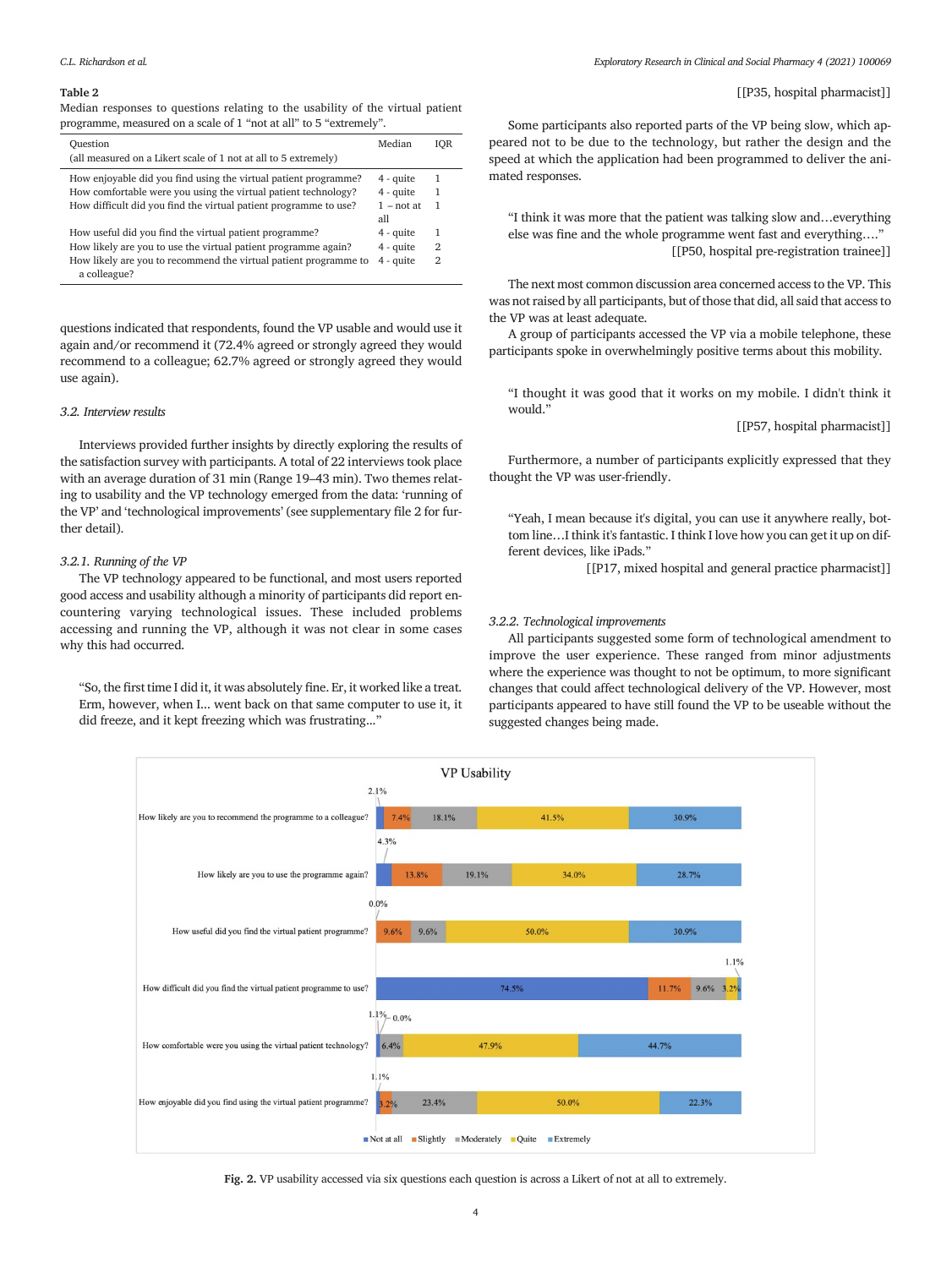**Table 2**
Median responses to questions relating to the usability of the virtual patient programme, measured on a scale of 1 "not at all" to 5 "extremely".

| Question (all measured on a Likert scale of 1 not at all to 5 extremely) | Median | IQR |
|---|---|---|
| How enjoyable did you find using the virtual patient programme? | 4 - quite | 1 |
| How comfortable were you using the virtual patient technology? | 4 - quite | 1 |
| How difficult did you find the virtual patient programme to use? | 1 – not at all | 1 |
| How useful did you find the virtual patient programme? | 4 - quite | 1 |
| How likely are you to use the virtual patient programme again? | 4 - quite | 2 |
| How likely are you to recommend the virtual patient programme to a colleague? | 4 - quite | 2 |

questions indicated that respondents, found the VP usable and would use it again and/or recommend it (72.4% agreed or strongly agreed they would recommend to a colleague; 62.7% agreed or strongly agreed they would use again).

### 3.2. Interview results

Interviews provided further insights by directly exploring the results of the satisfaction survey with participants. A total of 22 interviews took place with an average duration of 31 min (Range 19–43 min). Two themes relating to usability and the VP technology emerged from the data: 'running of the VP' and 'technological improvements' (see supplementary file 2 for further detail).

#### 3.2.1. Running of the VP

The VP technology appeared to be functional, and most users reported good access and usability although a minority of participants did report encountering varying technological issues. These included problems accessing and running the VP, although it was not clear in some cases why this had occurred.

> "So, the first time I did it, it was absolutely fine. Er, it worked like a treat. Erm, however, when I... went back on that same computer to use it, it did freeze, and it kept freezing which was frustrating..."
>
> [[P35, hospital pharmacist]]

Some participants also reported parts of the VP being slow, which appeared not to be due to the technology, but rather the design and the speed at which the application had been programmed to deliver the animated responses.

> "I think it was more that the patient was talking slow and…everything else was fine and the whole programme went fast and everything…."
>
> [[P50, hospital pre-registration trainee]]

The next most common discussion area concerned access to the VP. This was not raised by all participants, but of those that did, all said that access to the VP was at least adequate.

A group of participants accessed the VP via a mobile telephone, these participants spoke in overwhelmingly positive terms about this mobility.

> "I thought it was good that it works on my mobile. I didn't think it would."
>
> [[P57, hospital pharmacist]]

Furthermore, a number of participants explicitly expressed that they thought the VP was user-friendly.

> "Yeah, I mean because it's digital, you can use it anywhere really, bottom line…I think it's fantastic. I think I love how you can get it up on different devices, like iPads."
>
> [[P17, mixed hospital and general practice pharmacist]]

#### 3.2.2. Technological improvements

All participants suggested some form of technological amendment to improve the user experience. These ranged from minor adjustments where the experience was thought to not be optimum, to more significant changes that could affect technological delivery of the VP. However, most participants appeared to have still found the VP to be useable without the suggested changes being made.

**Fig. 2.** VP usability accessed via six questions each question is across a Likert of not at all to extremely.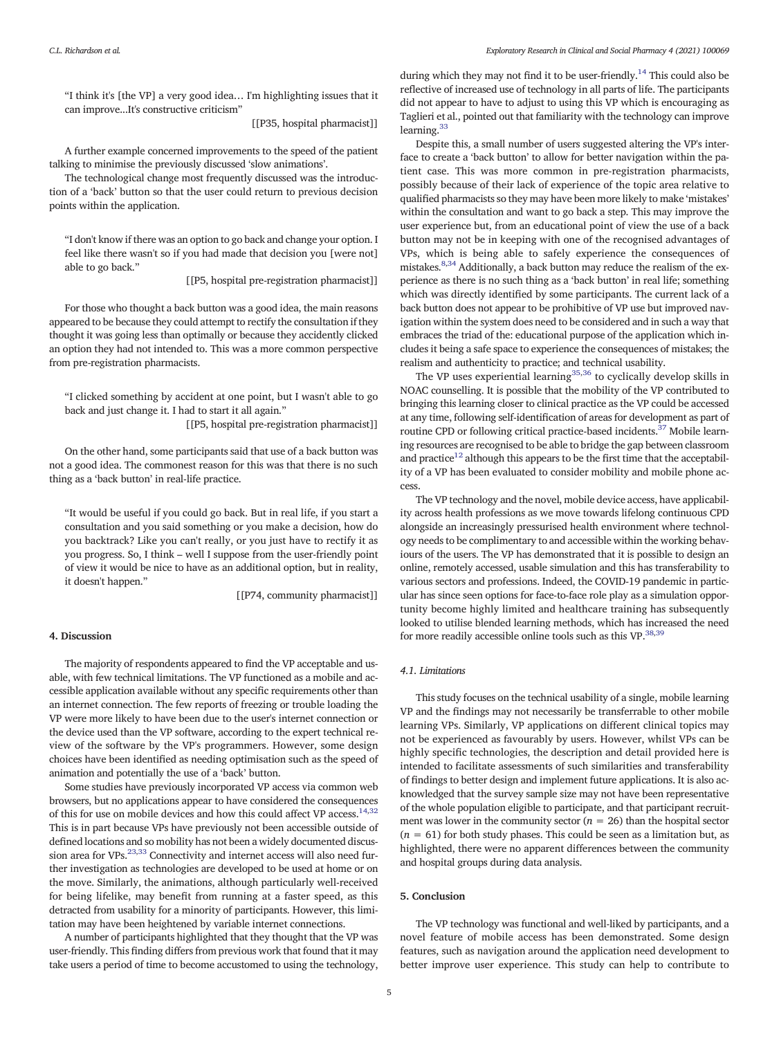"I think it's [the VP] a very good idea… I'm highlighting issues that it can improve...It's constructive criticism"

[[P35, hospital pharmacist]]

A further example concerned improvements to the speed of the patient talking to minimise the previously discussed 'slow animations'.

The technological change most frequently discussed was the introduction of a 'back' button so that the user could return to previous decision points within the application.

"I don't know if there was an option to go back and change your option. I feel like there wasn't so if you had made that decision you [were not] able to go back."

[[P5, hospital pre-registration pharmacist]]

For those who thought a back button was a good idea, the main reasons appeared to be because they could attempt to rectify the consultation if they thought it was going less than optimally or because they accidently clicked an option they had not intended to. This was a more common perspective from pre-registration pharmacists.

"I clicked something by accident at one point, but I wasn't able to go back and just change it. I had to start it all again."

[[P5, hospital pre-registration pharmacist]]

On the other hand, some participants said that use of a back button was not a good idea. The commonest reason for this was that there is no such thing as a 'back button' in real-life practice.

"It would be useful if you could go back. But in real life, if you start a consultation and you said something or you make a decision, how do you backtrack? Like you can't really, or you just have to rectify it as you progress. So, I think – well I suppose from the user-friendly point of view it would be nice to have as an additional option, but in reality, it doesn't happen."

[[P74, community pharmacist]]

## 4. Discussion

The majority of respondents appeared to find the VP acceptable and usable, with few technical limitations. The VP functioned as a mobile and accessible application available without any specific requirements other than an internet connection. The few reports of freezing or trouble loading the VP were more likely to have been due to the user's internet connection or the device used than the VP software, according to the expert technical review of the software by the VP's programmers. However, some design choices have been identified as needing optimisation such as the speed of animation and potentially the use of a 'back' button.

Some studies have previously incorporated VP access via common web browsers, but no applications appear to have considered the consequences of this for use on mobile devices and how this could affect VP access.[14,32] This is in part because VPs have previously not been accessible outside of defined locations and so mobility has not been a widely documented discussion area for VPs.[23,33] Connectivity and internet access will also need further investigation as technologies are developed to be used at home or on the move. Similarly, the animations, although particularly well-received for being lifelike, may benefit from running at a faster speed, as this detracted from usability for a minority of participants. However, this limitation may have been heightened by variable internet connections.

A number of participants highlighted that they thought that the VP was user-friendly. This finding differs from previous work that found that it may take users a period of time to become accustomed to using the technology, during which they may not find it to be user-friendly.[14] This could also be reflective of increased use of technology in all parts of life. The participants did not appear to have to adjust to using this VP which is encouraging as Taglieri et al., pointed out that familiarity with the technology can improve learning.[33]

Despite this, a small number of users suggested altering the VP's interface to create a 'back button' to allow for better navigation within the patient case. This was more common in pre-registration pharmacists, possibly because of their lack of experience of the topic area relative to qualified pharmacists so they may have been more likely to make 'mistakes' within the consultation and want to go back a step. This may improve the user experience but, from an educational point of view the use of a back button may not be in keeping with one of the recognised advantages of VPs, which is being able to safely experience the consequences of mistakes.[8,34] Additionally, a back button may reduce the realism of the experience as there is no such thing as a 'back button' in real life; something which was directly identified by some participants. The current lack of a back button does not appear to be prohibitive of VP use but improved navigation within the system does need to be considered and in such a way that embraces the triad of the: educational purpose of the application which includes it being a safe space to experience the consequences of mistakes; the realism and authenticity to practice; and technical usability.

The VP uses experiential learning[35,36] to cyclically develop skills in NOAC counselling. It is possible that the mobility of the VP contributed to bringing this learning closer to clinical practice as the VP could be accessed at any time, following self-identification of areas for development as part of routine CPD or following critical practice-based incidents.[37] Mobile learning resources are recognised to be able to bridge the gap between classroom and practice[12] although this appears to be the first time that the acceptability of a VP has been evaluated to consider mobility and mobile phone access.

The VP technology and the novel, mobile device access, have applicability across health professions as we move towards lifelong continuous CPD alongside an increasingly pressurised health environment where technology needs to be complimentary to and accessible within the working behaviours of the users. The VP has demonstrated that it is possible to design an online, remotely accessed, usable simulation and this has transferability to various sectors and professions. Indeed, the COVID-19 pandemic in particular has since seen options for face-to-face role play as a simulation opportunity become highly limited and healthcare training has subsequently looked to utilise blended learning methods, which has increased the need for more readily accessible online tools such as this VP.[38,39]

### 4.1. Limitations

This study focuses on the technical usability of a single, mobile learning VP and the findings may not necessarily be transferrable to other mobile learning VPs. Similarly, VP applications on different clinical topics may not be experienced as favourably by users. However, whilst VPs can be highly specific technologies, the description and detail provided here is intended to facilitate assessments of such similarities and transferability of findings to better design and implement future applications. It is also acknowledged that the survey sample size may not have been representative of the whole population eligible to participate, and that participant recruitment was lower in the community sector ($n = 26$) than the hospital sector ($n = 61$) for both study phases. This could be seen as a limitation but, as highlighted, there were no apparent differences between the community and hospital groups during data analysis.

## 5. Conclusion

The VP technology was functional and well-liked by participants, and a novel feature of mobile access has been demonstrated. Some design features, such as navigation around the application need development to better improve user experience. This study can help to contribute to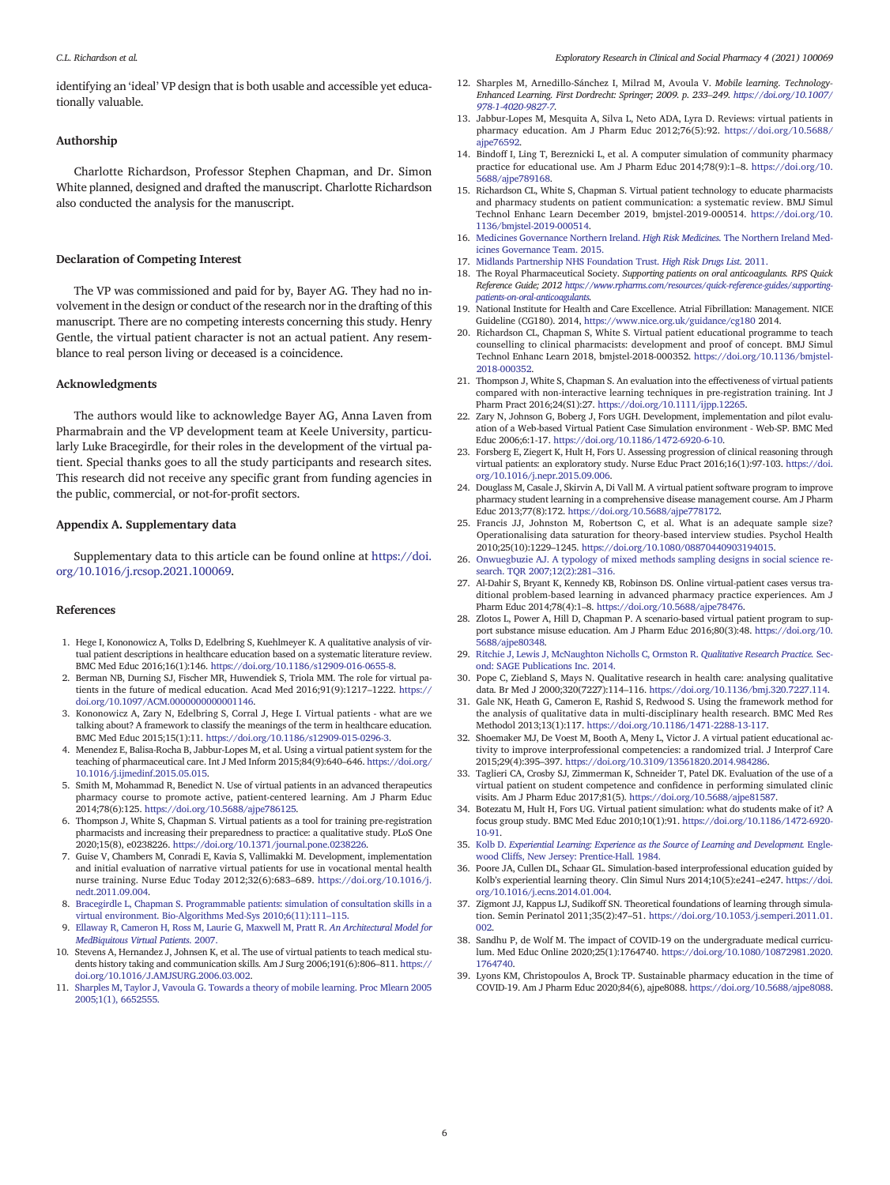identifying an 'ideal' VP design that is both usable and accessible yet educationally valuable.

## Authorship

Charlotte Richardson, Professor Stephen Chapman, and Dr. Simon White planned, designed and drafted the manuscript. Charlotte Richardson also conducted the analysis for the manuscript.

## Declaration of Competing Interest

The VP was commissioned and paid for by, Bayer AG. They had no involvement in the design or conduct of the research nor in the drafting of this manuscript. There are no competing interests concerning this study. Henry Gentle, the virtual patient character is not an actual patient. Any resemblance to real person living or deceased is a coincidence.

## Acknowledgments

The authors would like to acknowledge Bayer AG, Anna Laven from Pharmabrain and the VP development team at Keele University, particularly Luke Bracegirdle, for their roles in the development of the virtual patient. Special thanks goes to all the study participants and research sites. This research did not receive any specific grant from funding agencies in the public, commercial, or not-for-profit sectors.

## Appendix A. Supplementary data

Supplementary data to this article can be found online at https://doi.org/10.1016/j.rcsop.2021.100069.

## References

1. Hege I, Kononowicz A, Tolks D, Edelbring S, Kuehlmeyer K. A qualitative analysis of virtual patient descriptions in healthcare education based on a systematic literature review. BMC Med Educ 2016;16(1):146. https://doi.org/10.1186/s12909-016-0655-8.
2. Berman NB, Durning SJ, Fischer MR, Huwendiek S, Triola MM. The role for virtual patients in the future of medical education. Acad Med 2016;91(9):1217–1222. https://doi.org/10.1097/ACM.0000000000001146.
3. Kononowicz A, Zary N, Edelbring S, Corral J, Hege I. Virtual patients - what are we talking about? A framework to classify the meanings of the term in healthcare education. BMC Med Educ 2015;15(1):11. https://doi.org/10.1186/s12909-015-0296-3.
4. Menendez E, Balisa-Rocha B, Jabbur-Lopes M, et al. Using a virtual patient system for the teaching of pharmaceutical care. Int J Med Inform 2015;84(9):640–646. https://doi.org/10.1016/j.ijmedinf.2015.05.015.
5. Smith M, Mohammad R, Benedict N. Use of virtual patients in an advanced therapeutics pharmacy course to promote active, patient-centered learning. Am J Pharm Educ 2014;78(6):125. https://doi.org/10.5688/ajpe786125.
6. Thompson J, White S, Chapman S. Virtual patients as a tool for training pre-registration pharmacists and increasing their preparedness to practice: a qualitative study. PLoS One 2020;15(8), e0238226. https://doi.org/10.1371/journal.pone.0238226.
7. Guise V, Chambers M, Conradi E, Kavia S, Vallimakki M. Development, implementation and initial evaluation of narrative virtual patients for use in vocational mental health nurse training. Nurse Educ Today 2012;32(6):683–689. https://doi.org/10.1016/j.nedt.2011.09.004.
8. Bracegirdle L, Chapman S. Programmable patients: simulation of consultation skills in a virtual environment. Bio-Algorithms Med-Sys 2010;6(11):111–115.
9. Ellaway R, Cameron H, Ross M, Laurie G, Maxwell M, Pratt R. *An Architectural Model for MedBiquitous Virtual Patients.* 2007.
10. Stevens A, Hernandez J, Johnsen K, et al. The use of virtual patients to teach medical students history taking and communication skills. Am J Surg 2006;191(6):806–811. https://doi.org/10.1016/J.AMJSURG.2006.03.002.
11. Sharples M, Taylor J, Vavoula G. Towards a theory of mobile learning. Proc Mlearn 2005 2005;1(1), 6652555.
12. Sharples M, Arnedillo-Sánchez I, Milrad M, Avoula V. *Mobile learning. Technology-Enhanced Learning. First Dordrecht: Springer; 2009. p. 233–249.* https://doi.org/10.1007/978-1-4020-9827-7.
13. Jabbur-Lopes M, Mesquita A, Silva L, Neto ADA, Lyra D. Reviews: virtual patients in pharmacy education. Am J Pharm Educ 2012;76(5):92. https://doi.org/10.5688/ajpe76592.
14. Bindoff I, Ling T, Bereznicki L, et al. A computer simulation of community pharmacy practice for educational use. Am J Pharm Educ 2014;78(9):1–8. https://doi.org/10.5688/ajpe789168.
15. Richardson CL, White S, Chapman S. Virtual patient technology to educate pharmacists and pharmacy students on patient communication: a systematic review. BMJ Simul Technol Enhanc Learn December 2019, bmjstel-2019-000514. https://doi.org/10.1136/bmjstel-2019-000514.
16. Medicines Governance Northern Ireland. *High Risk Medicines.* The Northern Ireland Medicines Governance Team. 2015.
17. Midlands Partnership NHS Foundation Trust. *High Risk Drugs List.* 2011.
18. The Royal Pharmaceutical Society. *Supporting patients on oral anticoagulants. RPS Quick Reference Guide; 2012* *https://www.rpharms.com/resources/quick-reference-guides/supporting-patients-on-oral-anticoagulants.*
19. National Institute for Health and Care Excellence. Atrial Fibrillation: Management. NICE Guideline (CG180). 2014, https://www.nice.org.uk/guidance/cg180 2014.
20. Richardson CL, Chapman S, White S. Virtual patient educational programme to teach counselling to clinical pharmacists: development and proof of concept. BMJ Simul Technol Enhanc Learn 2018, bmjstel-2018-000352. https://doi.org/10.1136/bmjstel-2018-000352.
21. Thompson J, White S, Chapman S. An evaluation into the effectiveness of virtual patients compared with non-interactive learning techniques in pre-registration training. Int J Pharm Pract 2016;24(S1):27. https://doi.org/10.1111/ijpp.12265.
22. Zary N, Johnson G, Boberg J, Fors UGH. Development, implementation and pilot evaluation of a Web-based Virtual Patient Case Simulation environment - Web-SP. BMC Med Educ 2006;6:1-17. https://doi.org/10.1186/1472-6920-6-10.
23. Forsberg E, Ziegert K, Hult H, Fors U. Assessing progression of clinical reasoning through virtual patients: an exploratory study. Nurse Educ Pract 2016;16(1):97-103. https://doi.org/10.1016/j.nepr.2015.09.006.
24. Douglass M, Casale J, Skirvin A, Di Vall M. A virtual patient software program to improve pharmacy student learning in a comprehensive disease management course. Am J Pharm Educ 2013;77(8):172. https://doi.org/10.5688/ajpe778172.
25. Francis JJ, Johnston M, Robertson C, et al. What is an adequate sample size? Operationalising data saturation for theory-based interview studies. Psychol Health 2010;25(10):1229–1245. https://doi.org/10.1080/08870440903194015.
26. Onwuegbuzie AJ. A typology of mixed methods sampling designs in social science research. TQR 2007;12(2):281–316.
27. Al-Dahir S, Bryant K, Kennedy KB, Robinson DS. Online virtual-patient cases versus traditional problem-based learning in advanced pharmacy practice experiences. Am J Pharm Educ 2014;78(4):1–8. https://doi.org/10.5688/ajpe78476.
28. Zlotos L, Power A, Hill D, Chapman P. A scenario-based virtual patient program to support substance misuse education. Am J Pharm Educ 2016;80(3):48. https://doi.org/10.5688/ajpe80348.
29. Ritchie J, Lewis J, McNaughton Nicholls C, Ormston R. *Qualitative Research Practice.* Second: SAGE Publications Inc. 2014.
30. Pope C, Ziebland S, Mays N. Qualitative research in health care: analysing qualitative data. Br Med J 2000;320(7227):114–116. https://doi.org/10.1136/bmj.320.7227.114.
31. Gale NK, Heath G, Cameron E, Rashid S, Redwood S. Using the framework method for the analysis of qualitative data in multi-disciplinary health research. BMC Med Res Methodol 2013;13(1):117. https://doi.org/10.1186/1471-2288-13-117.
32. Shoemaker MJ, De Voest M, Booth A, Meny L, Victor J. A virtual patient educational activity to improve interprofessional competencies: a randomized trial. J Interprof Care 2015;29(4):395–397. https://doi.org/10.3109/13561820.2014.984286.
33. Taglieri CA, Crosby SJ, Zimmerman K, Schneider T, Patel DK. Evaluation of the use of a virtual patient on student competence and confidence in performing simulated clinic visits. Am J Pharm Educ 2017;81(5). https://doi.org/10.5688/ajpe81587.
34. Botezatu M, Hult H, Fors UG. Virtual patient simulation: what do students make of it? A focus group study. BMC Med Educ 2010;10(1):91. https://doi.org/10.1186/1472-6920-10-91.
35. Kolb D. *Experiential Learning: Experience as the Source of Learning and Development.* Englewood Cliffs, New Jersey: Prentice-Hall. 1984.
36. Poore JA, Cullen DL, Schaar GL. Simulation-based interprofessional education guided by Kolb's experiential learning theory. Clin Simul Nurs 2014;10(5):e241–e247. https://doi.org/10.1016/j.ecns.2014.01.004.
37. Zigmont JJ, Kappus LJ, Sudikoff SN. Theoretical foundations of learning through simulation. Semin Perinatol 2011;35(2):47–51. https://doi.org/10.1053/j.semperi.2011.01.002.
38. Sandhu P, de Wolf M. The impact of COVID-19 on the undergraduate medical curriculum. Med Educ Online 2020;25(1):1764740. https://doi.org/10.1080/10872981.2020.1764740.
39. Lyons KM, Christopoulos A, Brock TP. Sustainable pharmacy education in the time of COVID-19. Am J Pharm Educ 2020;84(6), ajpe8088. https://doi.org/10.5688/ajpe8088.